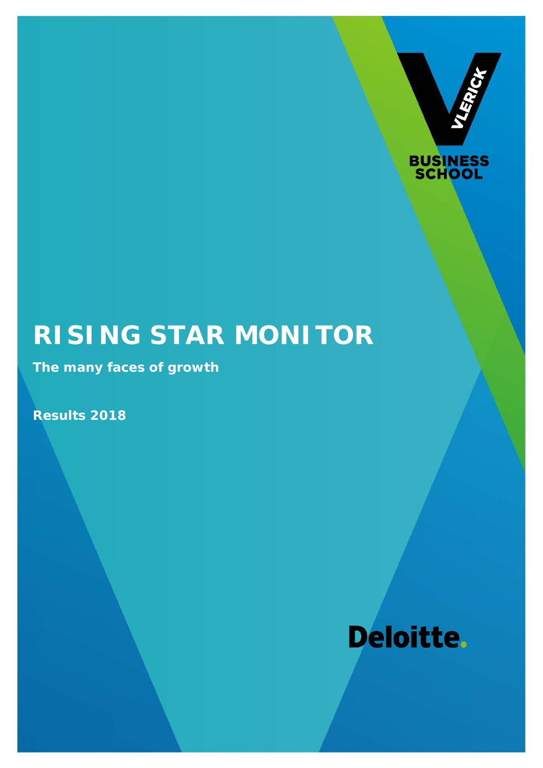# RISING STAR MONITOR

**The many faces of growth**

**Results 2018**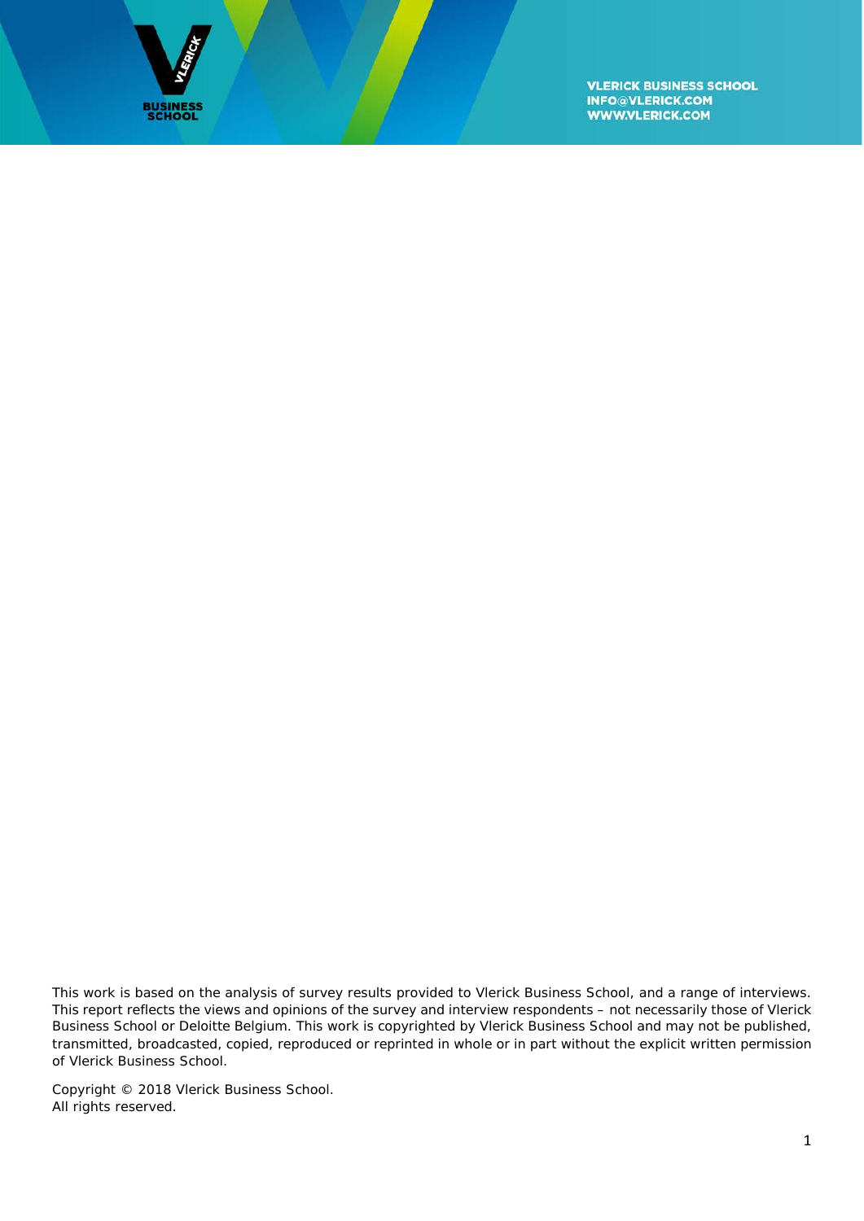This work is based on the analysis of survey results provided to Vlerick Business School, and a range of interviews. This report reflects the views and opinions of the survey and interview respondents – not necessarily those of Vlerick Business School or Deloitte Belgium. This work is copyrighted by Vlerick Business School and may not be published, transmitted, broadcasted, copied, reproduced or reprinted in whole or in part without the explicit written permission of Vlerick Business School.

Copyright © 2018 Vlerick Business School.
All rights reserved.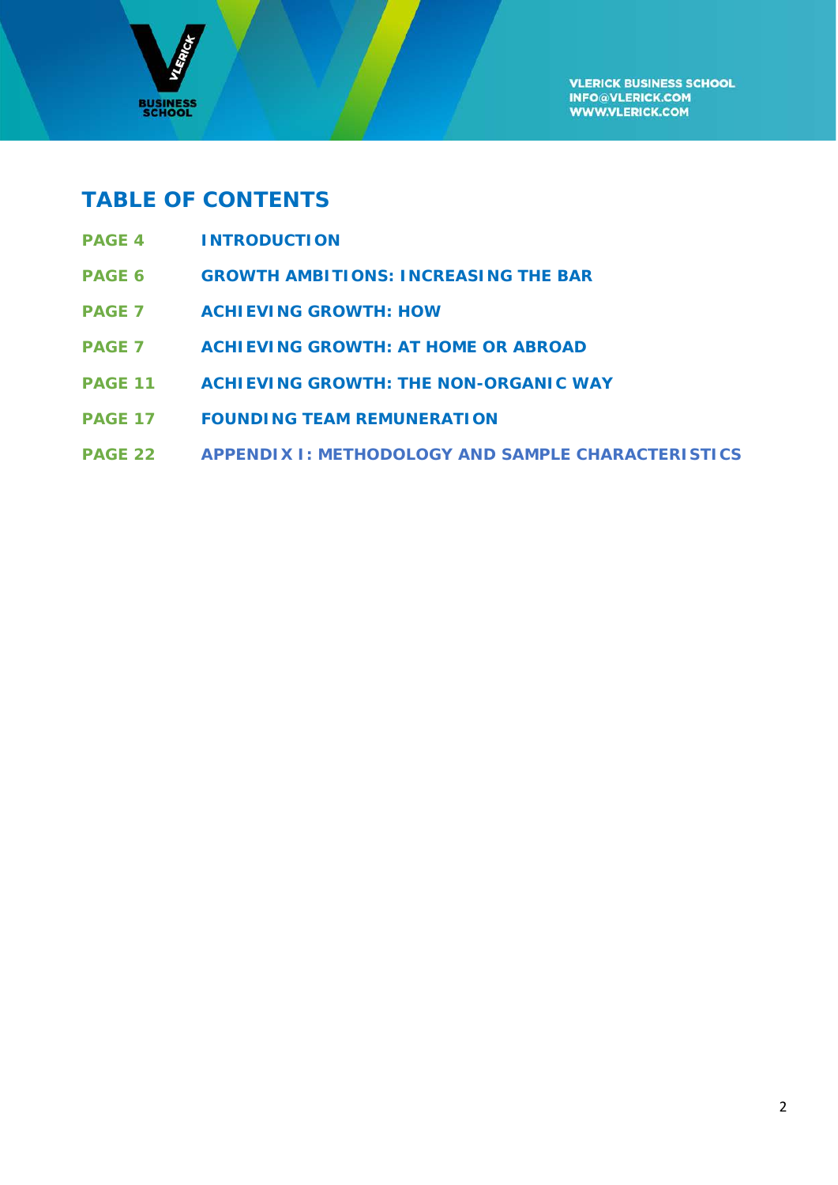## TABLE OF CONTENTS

| | |
|---|---|
| PAGE 4 | INTRODUCTION |
| PAGE 6 | GROWTH AMBITIONS: INCREASING THE BAR |
| PAGE 7 | ACHIEVING GROWTH: HOW |
| PAGE 7 | ACHIEVING GROWTH: AT HOME OR ABROAD |
| PAGE 11 | ACHIEVING GROWTH: THE NON-ORGANIC WAY |
| PAGE 17 | FOUNDING TEAM REMUNERATION |
| PAGE 22 | APPENDIX I: METHODOLOGY AND SAMPLE CHARACTERISTICS |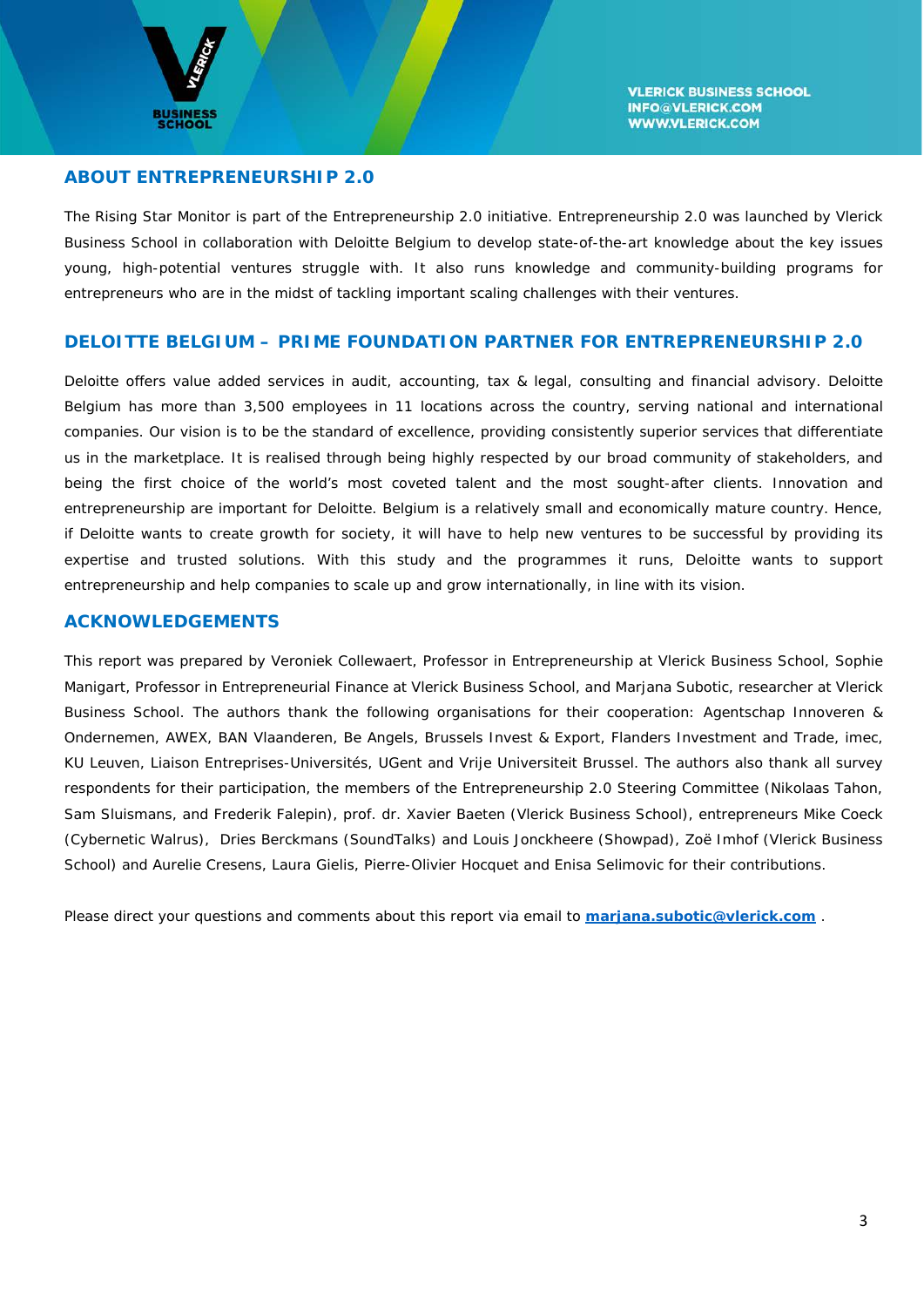## ABOUT ENTREPRENEURSHIP 2.0

The Rising Star Monitor is part of the Entrepreneurship 2.0 initiative. Entrepreneurship 2.0 was launched by Vlerick Business School in collaboration with Deloitte Belgium to develop state-of-the-art knowledge about the key issues young, high-potential ventures struggle with. It also runs knowledge and community-building programs for entrepreneurs who are in the midst of tackling important scaling challenges with their ventures.

## DELOITTE BELGIUM – PRIME FOUNDATION PARTNER FOR ENTREPRENEURSHIP 2.0

Deloitte offers value added services in audit, accounting, tax & legal, consulting and financial advisory. Deloitte Belgium has more than 3,500 employees in 11 locations across the country, serving national and international companies. Our vision is to be the standard of excellence, providing consistently superior services that differentiate us in the marketplace. It is realised through being highly respected by our broad community of stakeholders, and being the first choice of the world's most coveted talent and the most sought-after clients. Innovation and entrepreneurship are important for Deloitte. Belgium is a relatively small and economically mature country. Hence, if Deloitte wants to create growth for society, it will have to help new ventures to be successful by providing its expertise and trusted solutions. With this study and the programmes it runs, Deloitte wants to support entrepreneurship and help companies to scale up and grow internationally, in line with its vision.

## ACKNOWLEDGEMENTS

This report was prepared by Veroniek Collewaert, Professor in Entrepreneurship at Vlerick Business School, Sophie Manigart, Professor in Entrepreneurial Finance at Vlerick Business School, and Marjana Subotic, researcher at Vlerick Business School. The authors thank the following organisations for their cooperation: Agentschap Innoveren & Ondernemen, AWEX, BAN Vlaanderen, Be Angels, Brussels Invest & Export, Flanders Investment and Trade, imec, KU Leuven, Liaison Entreprises-Universités, UGent and Vrije Universiteit Brussel. The authors also thank all survey respondents for their participation, the members of the Entrepreneurship 2.0 Steering Committee (Nikolaas Tahon, Sam Sluismans, and Frederik Falepin), prof. dr. Xavier Baeten (Vlerick Business School), entrepreneurs Mike Coeck (Cybernetic Walrus), Dries Berckmans (SoundTalks) and Louis Jonckheere (Showpad), Zoë Imhof (Vlerick Business School) and Aurelie Cresens, Laura Gielis, Pierre-Olivier Hocquet and Enisa Selimovic for their contributions.

Please direct your questions and comments about this report via email to **marjana.subotic@vlerick.com** .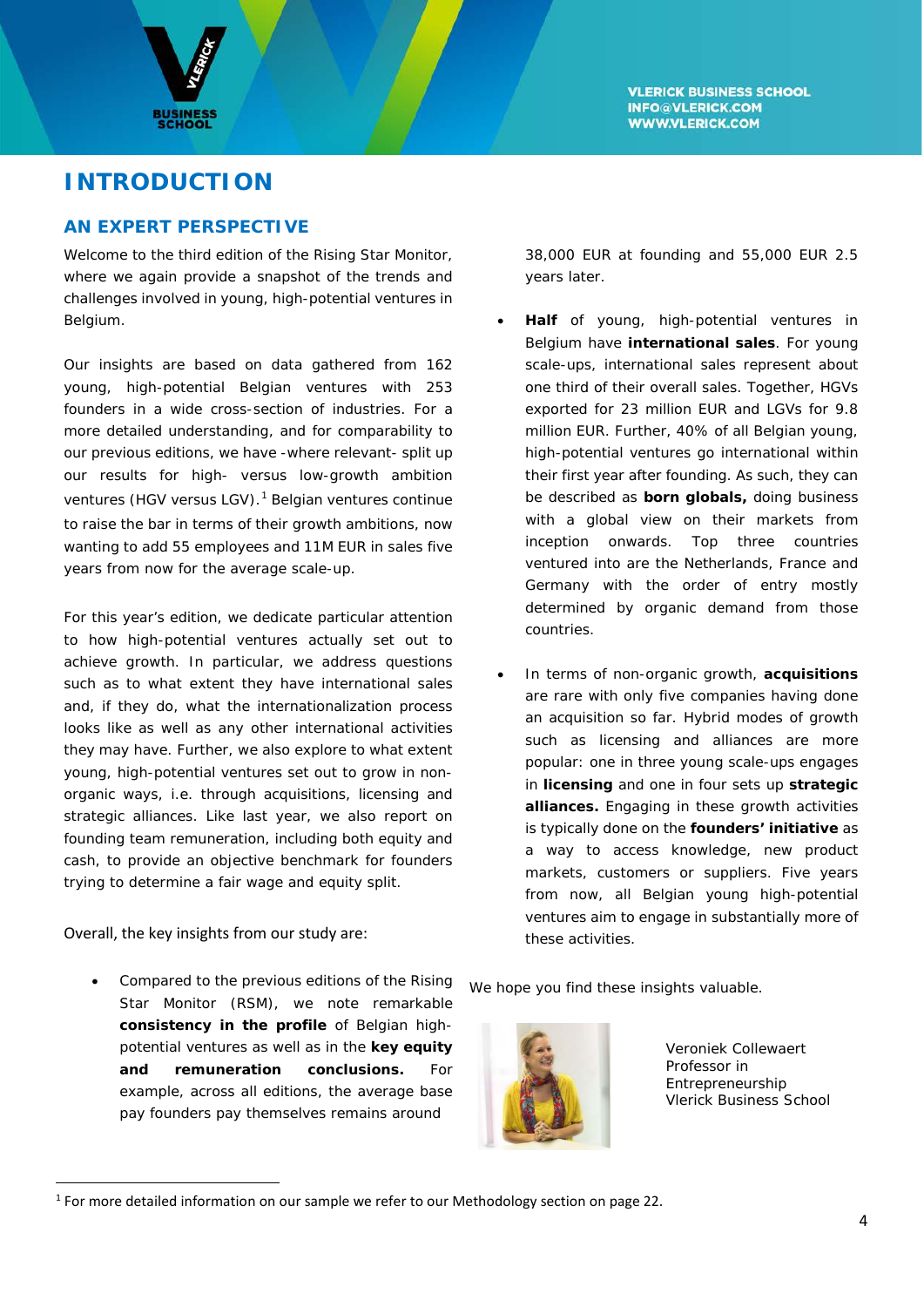# INTRODUCTION

## AN EXPERT PERSPECTIVE

Welcome to the third edition of the Rising Star Monitor, where we again provide a snapshot of the trends and challenges involved in young, high-potential ventures in Belgium.

Our insights are based on data gathered from 162 young, high-potential Belgian ventures with 253 founders in a wide cross-section of industries. For a more detailed understanding, and for comparability to our previous editions, we have -where relevant- split up our results for high- versus low-growth ambition ventures (HGV versus LGV).[1] Belgian ventures continue to raise the bar in terms of their growth ambitions, now wanting to add 55 employees and 11M EUR in sales five years from now for the average scale-up.

For this year's edition, we dedicate particular attention to how high-potential ventures actually set out to achieve growth. In particular, we address questions such as to what extent they have international sales and, if they do, what the internationalization process looks like as well as any other international activities they may have. Further, we also explore to what extent young, high-potential ventures set out to grow in non-organic ways, i.e. through acquisitions, licensing and strategic alliances. Like last year, we also report on founding team remuneration, including both equity and cash, to provide an objective benchmark for founders trying to determine a fair wage and equity split.

Overall, the key insights from our study are:

- Compared to the previous editions of the Rising Star Monitor (RSM), we note remarkable **consistency in the profile** of Belgian high-potential ventures as well as in the **key equity and remuneration conclusions.** For example, across all editions, the average base pay founders pay themselves remains around 38,000 EUR at founding and 55,000 EUR 2.5 years later.
- **Half** of young, high-potential ventures in Belgium have **international sales**. For young scale-ups, international sales represent about one third of their overall sales. Together, HGVs exported for 23 million EUR and LGVs for 9.8 million EUR. Further, 40% of all Belgian young, high-potential ventures go international within their first year after founding. As such, they can be described as **born globals,** doing business with a global view on their markets from inception onwards. Top three countries ventured into are the Netherlands, France and Germany with the order of entry mostly determined by organic demand from those countries.
- In terms of non-organic growth, **acquisitions** are rare with only five companies having done an acquisition so far. Hybrid modes of growth such as licensing and alliances are more popular: one in three young scale-ups engages in **licensing** and one in four sets up **strategic alliances.** Engaging in these growth activities is typically done on the **founders' initiative** as a way to access knowledge, new product markets, customers or suppliers. Five years from now, all Belgian young high-potential ventures aim to engage in substantially more of these activities.

We hope you find these insights valuable.

Veroniek Collewaert
Professor in Entrepreneurship
Vlerick Business School

[1] For more detailed information on our sample we refer to our Methodology section on page 22.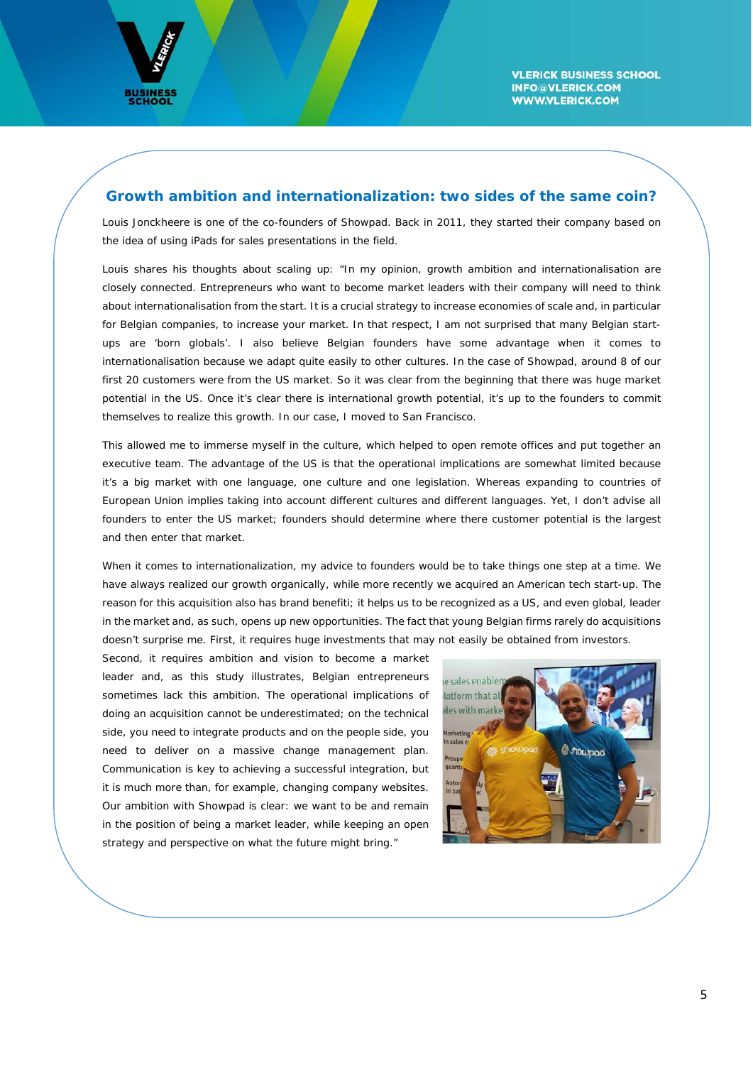## Growth ambition and internationalization: two sides of the same coin?

Louis Jonckheere is one of the co-founders of Showpad. Back in 2011, they started their company based on the idea of using iPads for sales presentations in the field.

Louis shares his thoughts about scaling up: "In my opinion, growth ambition and internationalisation are closely connected. Entrepreneurs who want to become market leaders with their company will need to think about internationalisation from the start. It is a crucial strategy to increase economies of scale and, in particular for Belgian companies, to increase your market. In that respect, I am not surprised that many Belgian start-ups are 'born globals'. I also believe Belgian founders have some advantage when it comes to internationalisation because we adapt quite easily to other cultures. In the case of Showpad, around 8 of our first 20 customers were from the US market. So it was clear from the beginning that there was huge market potential in the US. Once it's clear there is international growth potential, it's up to the founders to commit themselves to realize this growth. In our case, I moved to San Francisco.

This allowed me to immerse myself in the culture, which helped to open remote offices and put together an executive team. The advantage of the US is that the operational implications are somewhat limited because it's a big market with one language, one culture and one legislation. Whereas expanding to countries of European Union implies taking into account different cultures and different languages. Yet, I don't advise all founders to enter the US market; founders should determine where there customer potential is the largest and then enter that market.

When it comes to internationalization, my advice to founders would be to take things one step at a time. We have always realized our growth organically, while more recently we acquired an American tech start-up. The reason for this acquisition also has brand benefiti; it helps us to be recognized as a US, and even global, leader in the market and, as such, opens up new opportunities. The fact that young Belgian firms rarely do acquisitions doesn't surprise me. First, it requires huge investments that may not easily be obtained from investors. Second, it requires ambition and vision to become a market leader and, as this study illustrates, Belgian entrepreneurs sometimes lack this ambition. The operational implications of doing an acquisition cannot be underestimated; on the technical side, you need to integrate products and on the people side, you need to deliver on a massive change management plan. Communication is key to achieving a successful integration, but it is much more than, for example, changing company websites. Our ambition with Showpad is clear: we want to be and remain in the position of being a market leader, while keeping an open strategy and perspective on what the future might bring."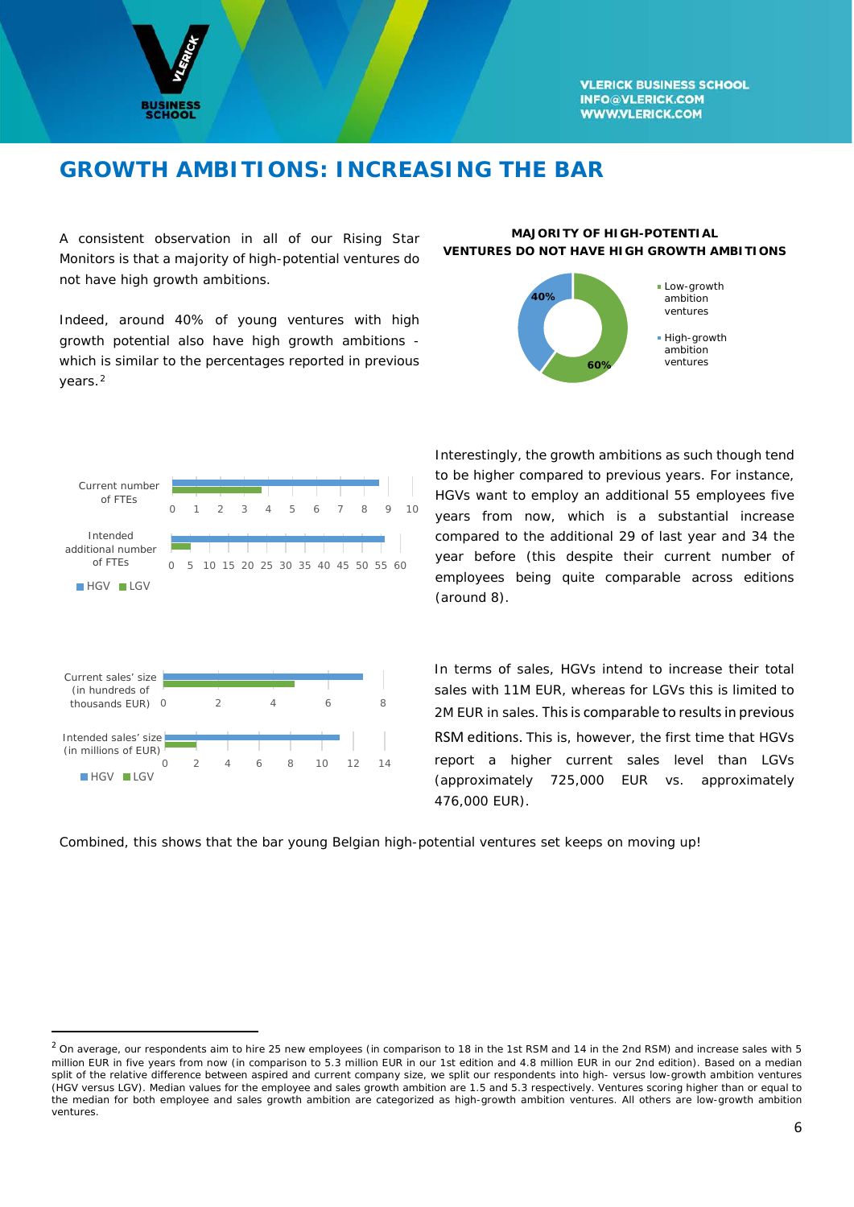# GROWTH AMBITIONS: INCREASING THE BAR

A consistent observation in all of our Rising Star Monitors is that a majority of high-potential ventures do not have high growth ambitions.

Indeed, around 40% of young ventures with high growth potential also have high growth ambitions - which is similar to the percentages reported in previous years.[2]

**MAJORITY OF HIGH-POTENTIAL VENTURES DO NOT HAVE HIGH GROWTH AMBITIONS**

| | Share |
|---|---|
| Low-growth ambition ventures | 60% |
| High-growth ambition ventures | 40% |

Interestingly, the growth ambitions as such though tend to be higher compared to previous years. For instance, HGVs want to employ an additional 55 employees five years from now, which is a substantial increase compared to the additional 29 of last year and 34 the year before (this despite their current number of employees being quite comparable across editions (around 8).

In terms of sales, HGVs intend to increase their total sales with 11M EUR, whereas for LGVs this is limited to 2M EUR in sales. This is comparable to results in previous RSM editions. This is, however, the first time that HGVs report a higher current sales level than LGVs (approximately 725,000 EUR vs. approximately 476,000 EUR).

Combined, this shows that the bar young Belgian high-potential ventures set keeps on moving up!

---

[2] On average, our respondents aim to hire 25 new employees (in comparison to 18 in the 1st RSM and 14 in the 2nd RSM) and increase sales with 5 million EUR in five years from now (in comparison to 5.3 million EUR in our 1st edition and 4.8 million EUR in our 2nd edition). Based on a median split of the relative difference between aspired and current company size, we split our respondents into high- versus low-growth ambition ventures (HGV versus LGV). Median values for the employee and sales growth ambition are 1.5 and 5.3 respectively. Ventures scoring higher than or equal to the median for both employee and sales growth ambition are categorized as high-growth ambition ventures. All others are low-growth ambition ventures.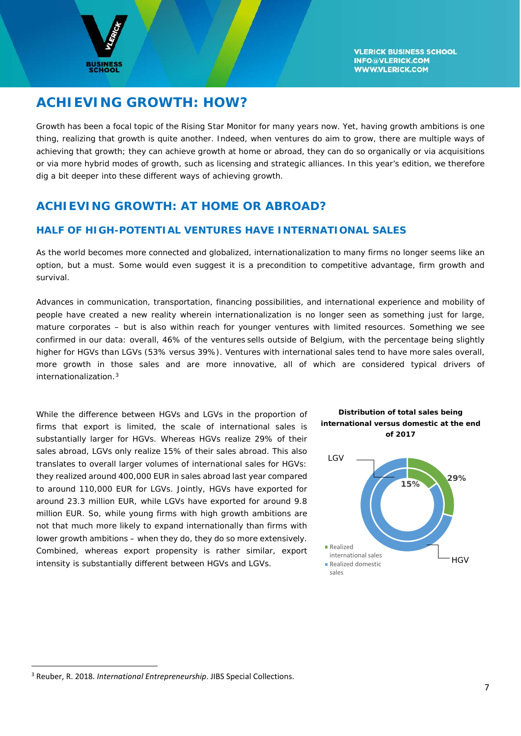# ACHIEVING GROWTH: HOW?

Growth has been a focal topic of the Rising Star Monitor for many years now. Yet, having growth ambitions is one thing, realizing that growth is quite another. Indeed, when ventures do aim to grow, there are multiple ways of achieving that growth; they can achieve growth at home or abroad, they can do so organically or via acquisitions or via more hybrid modes of growth, such as licensing and strategic alliances. In this year's edition, we therefore dig a bit deeper into these different ways of achieving growth.

## ACHIEVING GROWTH: AT HOME OR ABROAD?

### HALF OF HIGH-POTENTIAL VENTURES HAVE INTERNATIONAL SALES

As the world becomes more connected and globalized, internationalization to many firms no longer seems like an option, but a must. Some would even suggest it is a precondition to competitive advantage, firm growth and survival.

Advances in communication, transportation, financing possibilities, and international experience and mobility of people have created a new reality wherein internationalization is no longer seen as something just for large, mature corporates – but is also within reach for younger ventures with limited resources. Something we see confirmed in our data: overall, 46% of the ventures sells outside of Belgium, with the percentage being slightly higher for HGVs than LGVs (53% versus 39%). Ventures with international sales tend to have more sales overall, more growth in those sales and are more innovative, all of which are considered typical drivers of internationalization.[3]

While the difference between HGVs and LGVs in the proportion of firms that export is limited, the scale of international sales is substantially larger for HGVs. Whereas HGVs realize 29% of their sales abroad, LGVs only realize 15% of their sales abroad. This also translates to overall larger volumes of international sales for HGVs: they realized around 400,000 EUR in sales abroad last year compared to around 110,000 EUR for LGVs. Jointly, HGVs have exported for around 23.3 million EUR, while LGVs have exported for around 9.8 million EUR. So, while young firms with high growth ambitions are not that much more likely to expand internationally than firms with lower growth ambitions – when they do, they do so more extensively. Combined, whereas export propensity is rather similar, export intensity is substantially different between HGVs and LGVs.

**Distribution of total sales being international versus domestic at the end of 2017**

| | Realized international sales | Realized domestic sales |
|---|---|---|
| LGV | 15% | 85% |
| HGV | 29% | 71% |

[3] Reuber, R. 2018. *International Entrepreneurship*. JIBS Special Collections.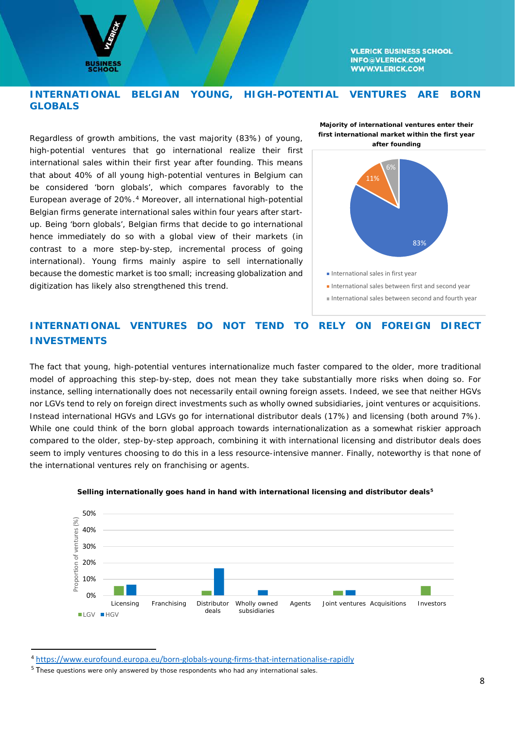## INTERNATIONAL BELGIAN YOUNG, HIGH-POTENTIAL VENTURES ARE BORN GLOBALS

Regardless of growth ambitions, the vast majority (83%) of young, high-potential ventures that go international realize their first international sales within their first year after founding. This means that about 40% of all young high-potential ventures in Belgium can be considered 'born globals', which compares favorably to the European average of 20%.[4] Moreover, all international high-potential Belgian firms generate international sales within four years after start-up. Being 'born globals', Belgian firms that decide to go international hence immediately do so with a global view of their markets (in contrast to a more step-by-step, incremental process of going international). Young firms mainly aspire to sell internationally because the domestic market is too small; increasing globalization and digitization has likely also strengthened this trend.

**Majority of international ventures enter their first international market within the first year after founding**

| Timing | Share |
|---|---|
| International sales in first year | 83% |
| International sales between first and second year | 11% |
| International sales between second and fourth year | 6% |

## INTERNATIONAL VENTURES DO NOT TEND TO RELY ON FOREIGN DIRECT INVESTMENTS

The fact that young, high-potential ventures internationalize much faster compared to the older, more traditional model of approaching this step-by-step, does not mean they take substantially more risks when doing so. For instance, selling internationally does not necessarily entail owning foreign assets. Indeed, we see that neither HGVs nor LGVs tend to rely on foreign direct investments such as wholly owned subsidiaries, joint ventures or acquisitions. Instead international HGVs and LGVs go for international distributor deals (17%) and licensing (both around 7%). While one could think of the born global approach towards internationalization as a somewhat riskier approach compared to the older, step-by-step approach, combining it with international licensing and distributor deals does seem to imply ventures choosing to do this in a less resource-intensive manner. Finally, noteworthy is that none of the international ventures rely on franchising or agents.

**Selling internationally goes hand in hand with international licensing and distributor deals[5]**

Proportion of ventures (%) — approximate values read from chart:

| | LGV | HGV |
|---|---|---|
| Licensing | ~6% | ~7% |
| Franchising | 0% | 0% |
| Distributor deals | ~3% | ~17% |
| Wholly owned subsidiaries | 0% | ~3% |
| Agents | 0% | 0% |
| Joint ventures | ~3% | ~3% |
| Acquisitions | 0% | 0% |
| Investors | ~6% | 0% |

[4] https://www.eurofound.europa.eu/born-globals-young-firms-that-internationalise-rapidly

[5] These questions were only answered by those respondents who had any international sales.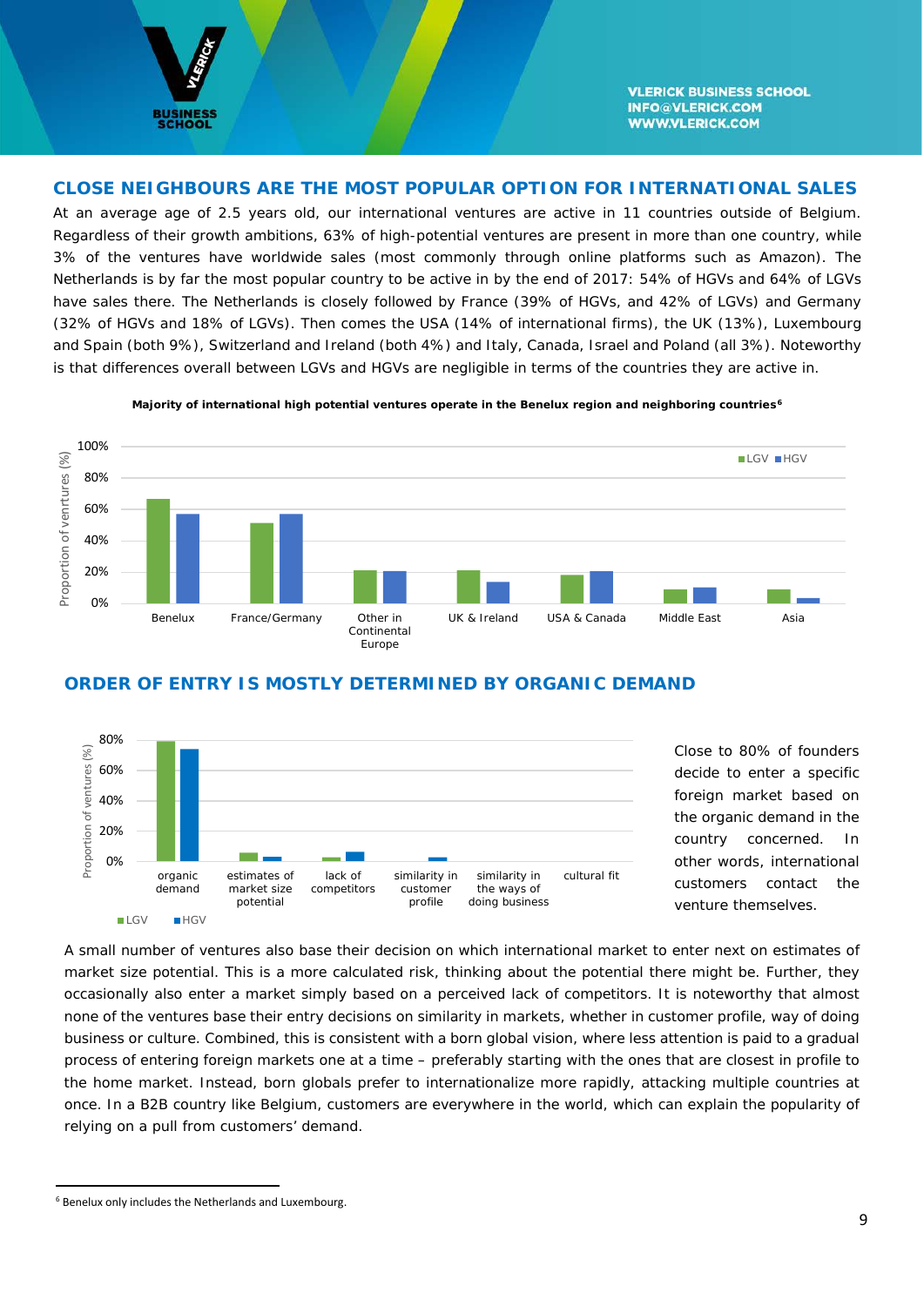## CLOSE NEIGHBOURS ARE THE MOST POPULAR OPTION FOR INTERNATIONAL SALES

At an average age of 2.5 years old, our international ventures are active in 11 countries outside of Belgium. Regardless of their growth ambitions, 63% of high-potential ventures are present in more than one country, while 3% of the ventures have worldwide sales (most commonly through online platforms such as Amazon). The Netherlands is by far the most popular country to be active in by the end of 2017: 54% of HGVs and 64% of LGVs have sales there. The Netherlands is closely followed by France (39% of HGVs, and 42% of LGVs) and Germany (32% of HGVs and 18% of LGVs). Then comes the USA (14% of international firms), the UK (13%), Luxembourg and Spain (both 9%), Switzerland and Ireland (both 4%) and Italy, Canada, Israel and Poland (all 3%). Noteworthy is that differences overall between LGVs and HGVs are negligible in terms of the countries they are active in.

**Majority of international high potential ventures operate in the Benelux region and neighboring countries**[6]

## ORDER OF ENTRY IS MOSTLY DETERMINED BY ORGANIC DEMAND

Close to 80% of founders decide to enter a specific foreign market based on the organic demand in the country concerned. In other words, international customers contact the venture themselves.

A small number of ventures also base their decision on which international market to enter next on estimates of market size potential. This is a more calculated risk, thinking about the potential there might be. Further, they occasionally also enter a market simply based on a perceived lack of competitors. It is noteworthy that almost none of the ventures base their entry decisions on similarity in markets, whether in customer profile, way of doing business or culture. Combined, this is consistent with a born global vision, where less attention is paid to a gradual process of entering foreign markets one at a time – preferably starting with the ones that are closest in profile to the home market. Instead, born globals prefer to internationalize more rapidly, attacking multiple countries at once. In a B2B country like Belgium, customers are everywhere in the world, which can explain the popularity of relying on a pull from customers' demand.

[6] Benelux only includes the Netherlands and Luxembourg.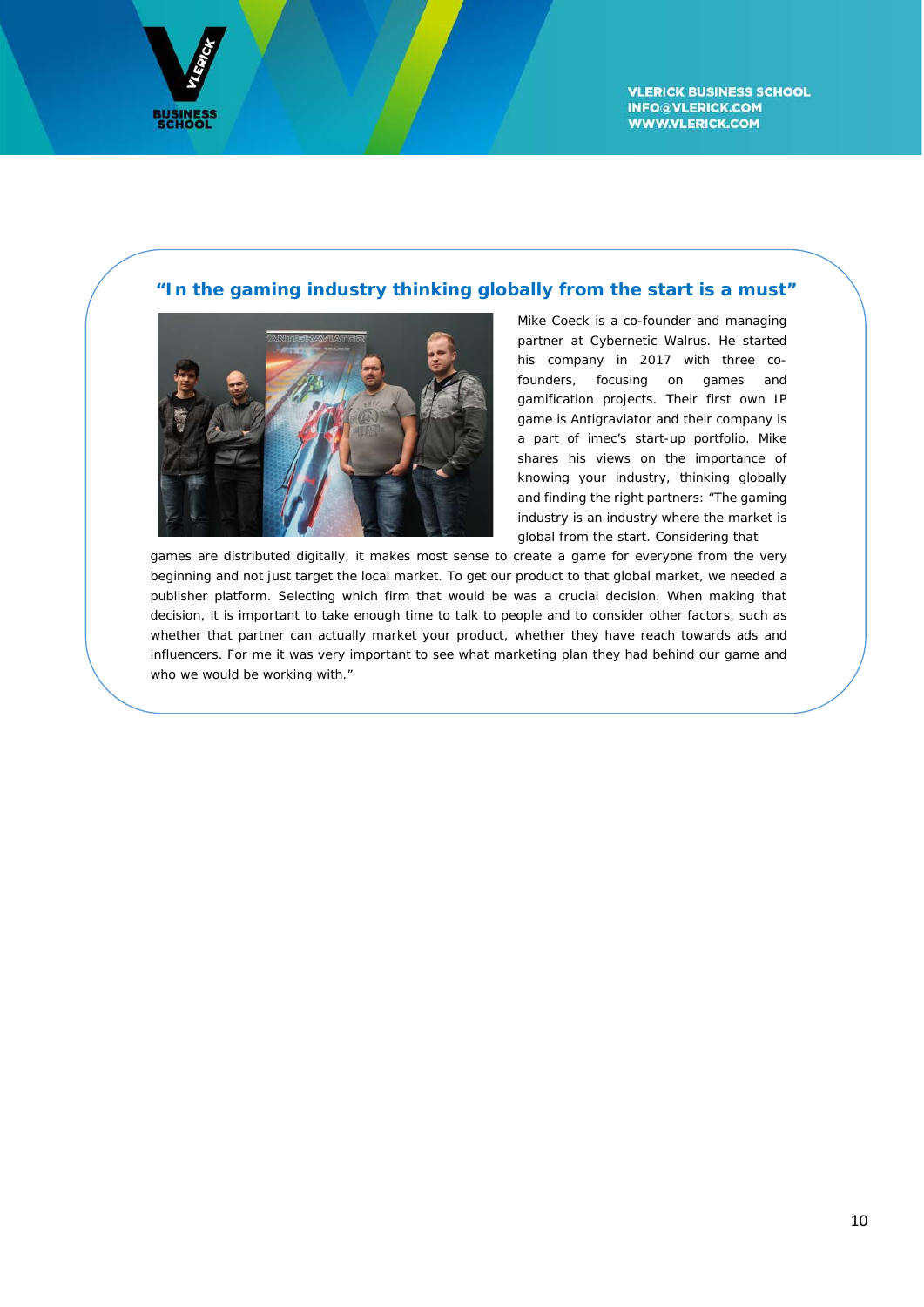## “In the gaming industry thinking globally from the start is a must”

Mike Coeck is a co-founder and managing partner at Cybernetic Walrus. He started his company in 2017 with three co-founders, focusing on games and gamification projects. Their first own IP game is Antigraviator and their company is a part of imec’s start-up portfolio. Mike shares his views on the importance of knowing your industry, thinking globally and finding the right partners: “The gaming industry is an industry where the market is global from the start. Considering that games are distributed digitally, it makes most sense to create a game for everyone from the very beginning and not just target the local market. To get our product to that global market, we needed a publisher platform. Selecting which firm that would be was a crucial decision. When making that decision, it is important to take enough time to talk to people and to consider other factors, such as whether that partner can actually market your product, whether they have reach towards ads and influencers. For me it was very important to see what marketing plan they had behind our game and who we would be working with.”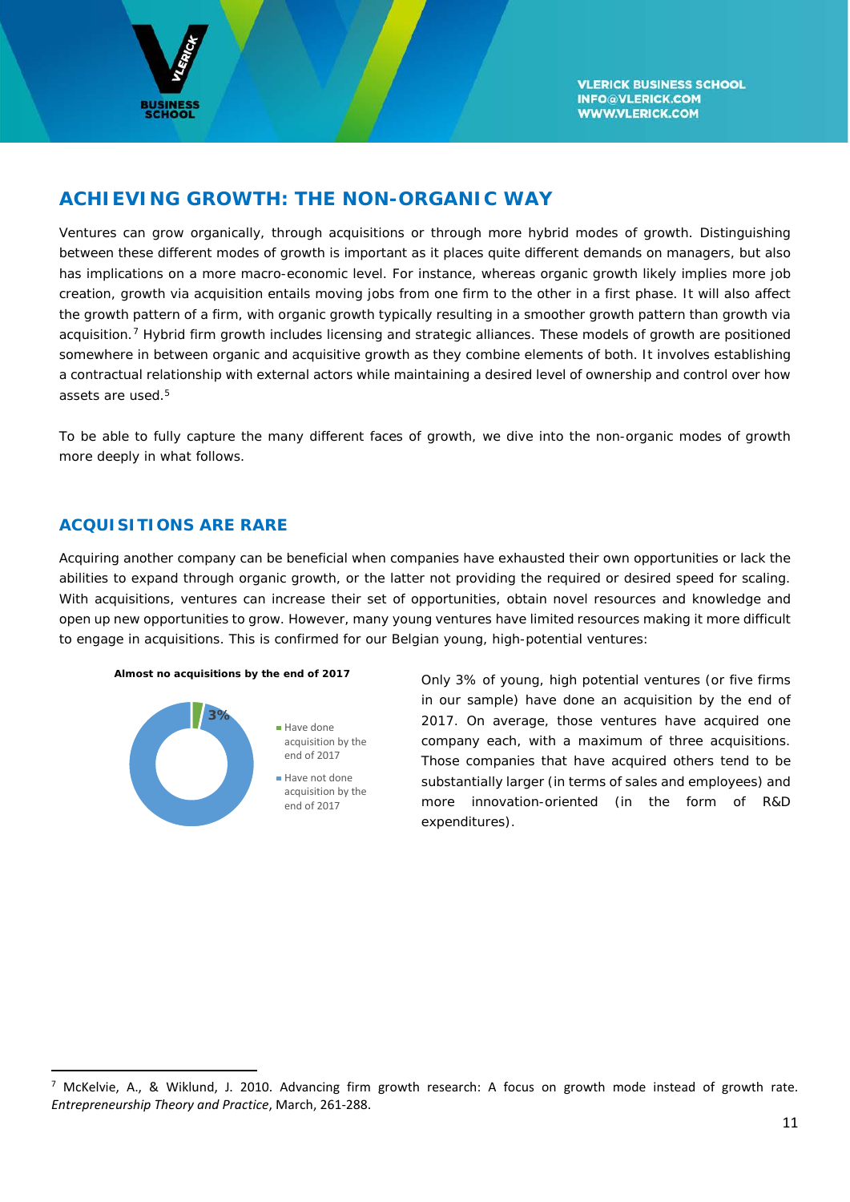## ACHIEVING GROWTH: THE NON-ORGANIC WAY

Ventures can grow organically, through acquisitions or through more hybrid modes of growth. Distinguishing between these different modes of growth is important as it places quite different demands on managers, but also has implications on a more macro-economic level. For instance, whereas organic growth likely implies more job creation, growth via acquisition entails moving jobs from one firm to the other in a first phase. It will also affect the growth pattern of a firm, with organic growth typically resulting in a smoother growth pattern than growth via acquisition.[7] Hybrid firm growth includes licensing and strategic alliances. These models of growth are positioned somewhere in between organic and acquisitive growth as they combine elements of both. It involves establishing a contractual relationship with external actors while maintaining a desired level of ownership and control over how assets are used.[5]

To be able to fully capture the many different faces of growth, we dive into the non-organic modes of growth more deeply in what follows.

### ACQUISITIONS ARE RARE

Acquiring another company can be beneficial when companies have exhausted their own opportunities or lack the abilities to expand through organic growth, or the latter not providing the required or desired speed for scaling. With acquisitions, ventures can increase their set of opportunities, obtain novel resources and knowledge and open up new opportunities to grow. However, many young ventures have limited resources making it more difficult to engage in acquisitions. This is confirmed for our Belgian young, high-potential ventures:

**Almost no acquisitions by the end of 2017**

3%

- Have done acquisition by the end of 2017
- Have not done acquisition by the end of 2017

Only 3% of young, high potential ventures (or five firms in our sample) have done an acquisition by the end of 2017. On average, those ventures have acquired one company each, with a maximum of three acquisitions. Those companies that have acquired others tend to be substantially larger (in terms of sales and employees) and more innovation-oriented (in the form of R&D expenditures).

---

[7] McKelvie, A., & Wiklund, J. 2010. Advancing firm growth research: A focus on growth mode instead of growth rate. *Entrepreneurship Theory and Practice*, March, 261-288.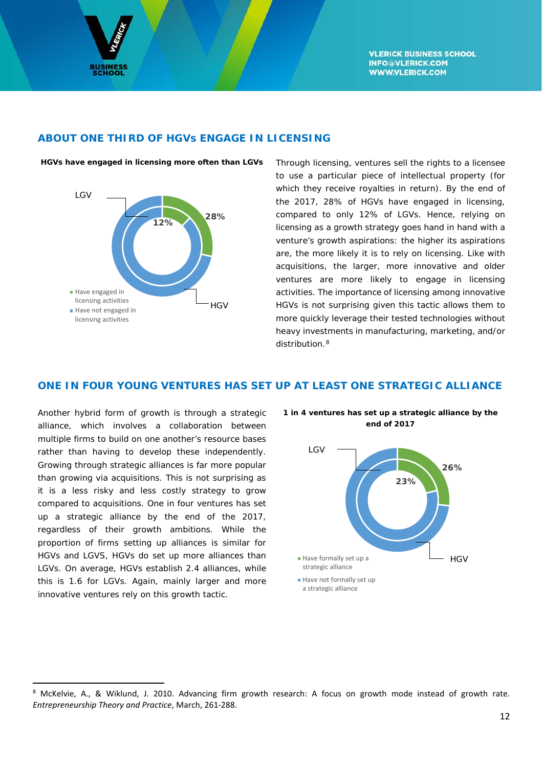## ABOUT ONE THIRD OF HGVs ENGAGE IN LICENSING

**HGVs have engaged in licensing more often than LGVs**

LGV 12% | HGV 28%

- Have engaged in licensing activities
- Have not engaged in licensing activities

Through licensing, ventures sell the rights to a licensee to use a particular piece of intellectual property (for which they receive royalties in return). By the end of the 2017, 28% of HGVs have engaged in licensing, compared to only 12% of LGVs. Hence, relying on licensing as a growth strategy goes hand in hand with a venture's growth aspirations: the higher its aspirations are, the more likely it is to rely on licensing. Like with acquisitions, the larger, more innovative and older ventures are more likely to engage in licensing activities. The importance of licensing among innovative HGVs is not surprising given this tactic allows them to more quickly leverage their tested technologies without heavy investments in manufacturing, marketing, and/or distribution.[8]

## ONE IN FOUR YOUNG VENTURES HAS SET UP AT LEAST ONE STRATEGIC ALLIANCE

Another hybrid form of growth is through a strategic alliance, which involves a collaboration between multiple firms to build on one another's resource bases rather than having to develop these independently. Growing through strategic alliances is far more popular than growing via acquisitions. This is not surprising as it is a less risky and less costly strategy to grow compared to acquisitions. One in four ventures has set up a strategic alliance by the end of the 2017, regardless of their growth ambitions. While the proportion of firms setting up alliances is similar for HGVs and LGVS, HGVs do set up more alliances than LGVs. On average, HGVs establish 2.4 alliances, while this is 1.6 for LGVs. Again, mainly larger and more innovative ventures rely on this growth tactic.

**1 in 4 ventures has set up a strategic alliance by the end of 2017**

LGV 23% | HGV 26%

- Have formally set up a strategic alliance
- Have not formally set up a strategic alliance

---

[8] McKelvie, A., & Wiklund, J. 2010. Advancing firm growth research: A focus on growth mode instead of growth rate. *Entrepreneurship Theory and Practice*, March, 261-288.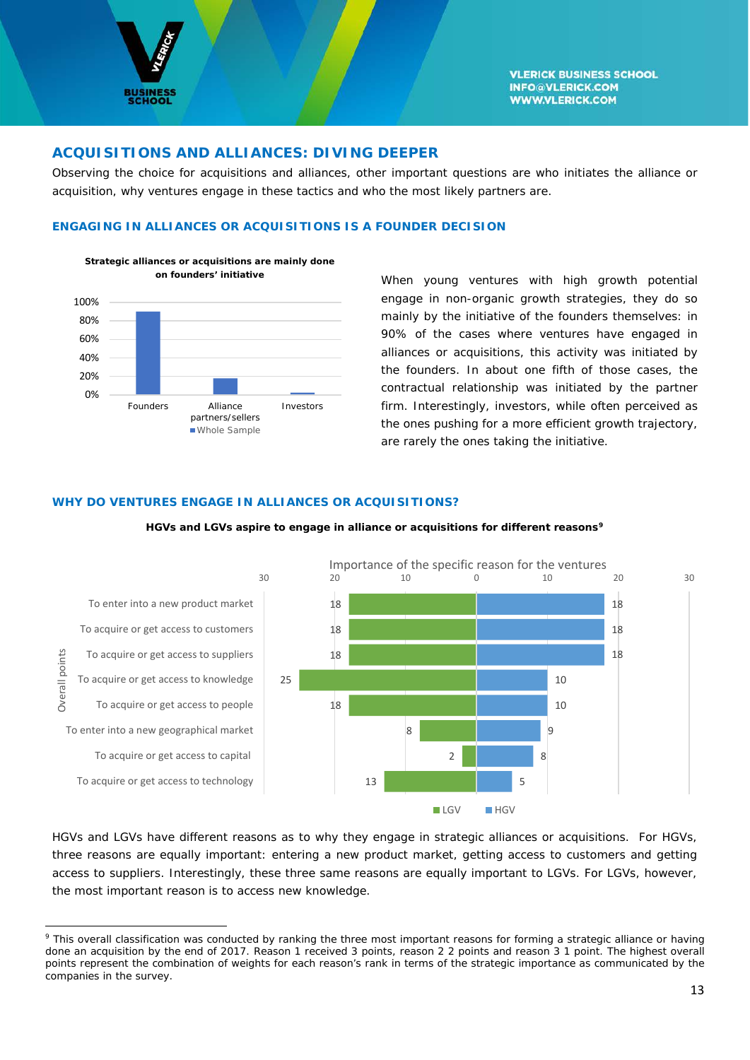## ACQUISITIONS AND ALLIANCES: DIVING DEEPER

Observing the choice for acquisitions and alliances, other important questions are who initiates the alliance or acquisition, why ventures engage in these tactics and who the most likely partners are.

### ENGAGING IN ALLIANCES OR ACQUISITIONS IS A FOUNDER DECISION

**Strategic alliances or acquisitions are mainly done on founders' initiative**

When young ventures with high growth potential engage in non-organic growth strategies, they do so mainly by the initiative of the founders themselves: in 90% of the cases where ventures have engaged in alliances or acquisitions, this activity was initiated by the founders. In about one fifth of those cases, the contractual relationship was initiated by the partner firm. Interestingly, investors, while often perceived as the ones pushing for a more efficient growth trajectory, are rarely the ones taking the initiative.

### WHY DO VENTURES ENGAGE IN ALLIANCES OR ACQUISITIONS?

**HGVs and LGVs aspire to engage in alliance or acquisitions for different reasons[9]**

Importance of the specific reason for the ventures (Overall points)

| Reason | LGV | HGV |
|---|---|---|
| To enter into a new product market | 18 | 18 |
| To acquire or get access to customers | 18 | 18 |
| To acquire or get access to suppliers | 18 | 18 |
| To acquire or get access to knowledge | 25 | 10 |
| To acquire or get access to people | 18 | 10 |
| To enter into a new geographical market | 8 | 9 |
| To acquire or get access to capital | 2 | 8 |
| To acquire or get access to technology | 13 | 5 |

HGVs and LGVs have different reasons as to why they engage in strategic alliances or acquisitions. For HGVs, three reasons are equally important: entering a new product market, getting access to customers and getting access to suppliers. Interestingly, these three same reasons are equally important to LGVs. For LGVs, however, the most important reason is to access new knowledge.

---

[9] This overall classification was conducted by ranking the three most important reasons for forming a strategic alliance or having done an acquisition by the end of 2017. Reason 1 received 3 points, reason 2 2 points and reason 3 1 point. The highest overall points represent the combination of weights for each reason's rank in terms of the strategic importance as communicated by the companies in the survey.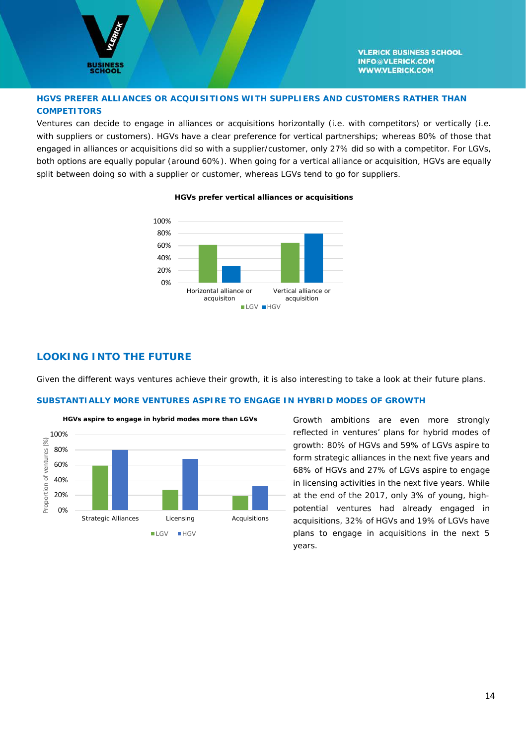### HGVS PREFER ALLIANCES OR ACQUISITIONS WITH SUPPLIERS AND CUSTOMERS RATHER THAN COMPETITORS

Ventures can decide to engage in alliances or acquisitions horizontally (i.e. with competitors) or vertically (i.e. with suppliers or customers). HGVs have a clear preference for vertical partnerships; whereas 80% of those that engaged in alliances or acquisitions did so with a supplier/customer, only 27% did so with a competitor. For LGVs, both options are equally popular (around 60%). When going for a vertical alliance or acquisition, HGVs are equally split between doing so with a supplier or customer, whereas LGVs tend to go for suppliers.

**HGVs prefer vertical alliances or acquisitions**

## LOOKING INTO THE FUTURE

Given the different ways ventures achieve their growth, it is also interesting to take a look at their future plans.

### SUBSTANTIALLY MORE VENTURES ASPIRE TO ENGAGE IN HYBRID MODES OF GROWTH

**HGVs aspire to engage in hybrid modes more than LGVs**

Growth ambitions are even more strongly reflected in ventures' plans for hybrid modes of growth: 80% of HGVs and 59% of LGVs aspire to form strategic alliances in the next five years and 68% of HGVs and 27% of LGVs aspire to engage in licensing activities in the next five years. While at the end of the 2017, only 3% of young, high-potential ventures had already engaged in acquisitions, 32% of HGVs and 19% of LGVs have plans to engage in acquisitions in the next 5 years.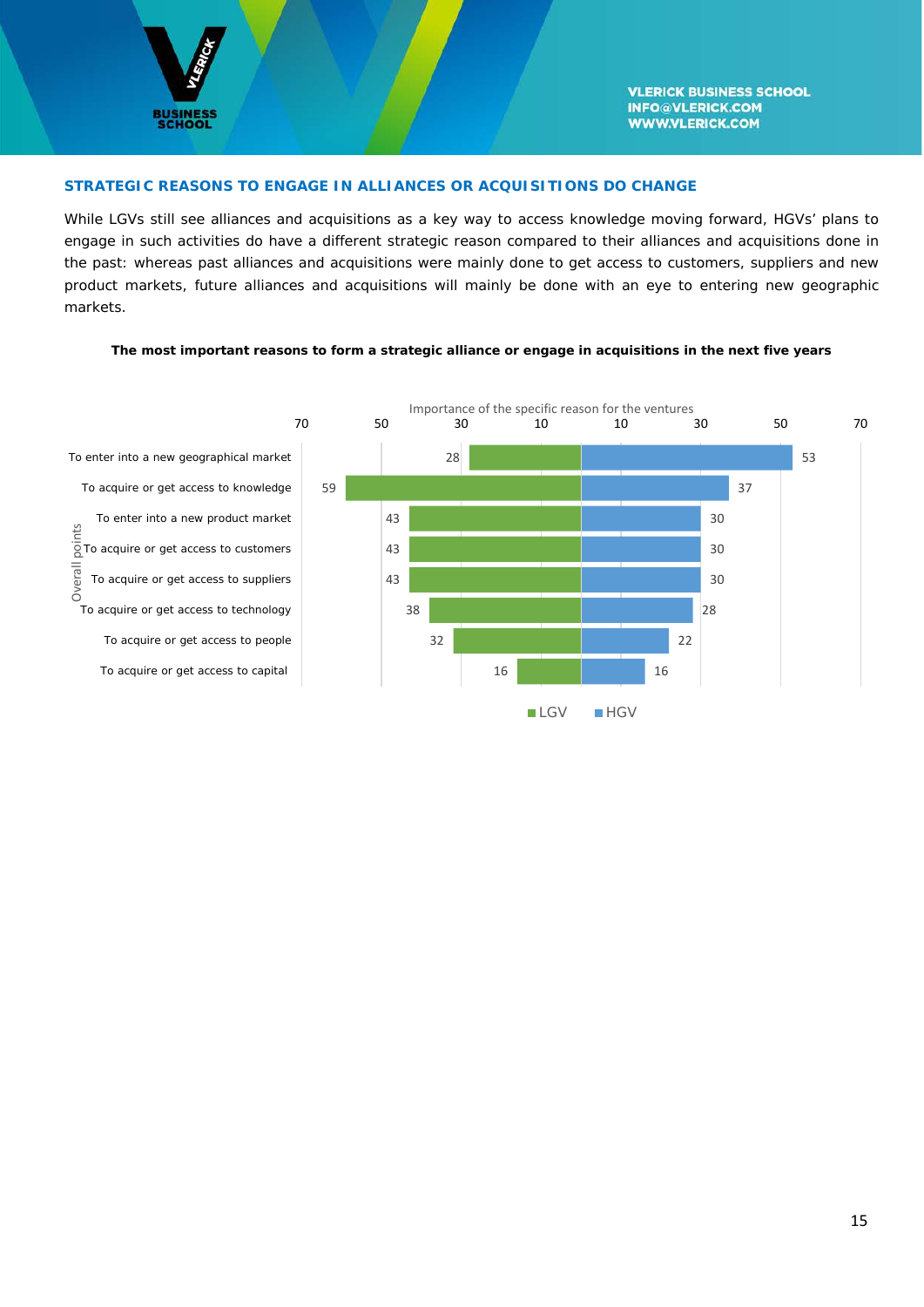## STRATEGIC REASONS TO ENGAGE IN ALLIANCES OR ACQUISITIONS DO CHANGE

While LGVs still see alliances and acquisitions as a key way to access knowledge moving forward, HGVs' plans to engage in such activities do have a different strategic reason compared to their alliances and acquisitions done in the past: whereas past alliances and acquisitions were mainly done to get access to customers, suppliers and new product markets, future alliances and acquisitions will mainly be done with an eye to entering new geographic markets.

**The most important reasons to form a strategic alliance or engage in acquisitions in the next five years**

Importance of the specific reason for the ventures (Overall points)

| Reason | LGV | HGV |
|---|---|---|
| To enter into a new geographical market | 28 | 53 |
| To acquire or get access to knowledge | 59 | 37 |
| To enter into a new product market | 43 | 30 |
| To acquire or get access to customers | 43 | 30 |
| To acquire or get access to suppliers | 43 | 30 |
| To acquire or get access to technology | 38 | 28 |
| To acquire or get access to people | 32 | 22 |
| To acquire or get access to capital | 16 | 16 |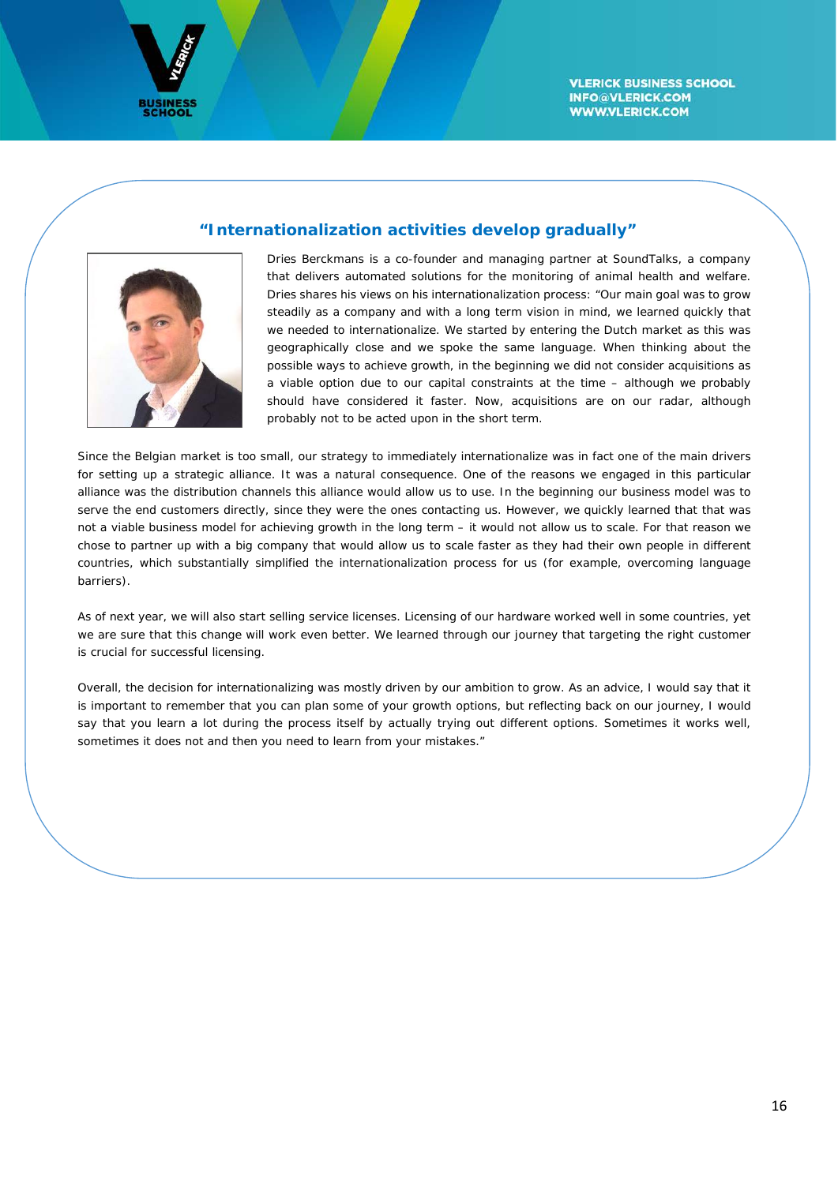## “Internationalization activities develop gradually”

Dries Berckmans is a co-founder and managing partner at SoundTalks, a company that delivers automated solutions for the monitoring of animal health and welfare. Dries shares his views on his internationalization process: “Our main goal was to grow steadily as a company and with a long term vision in mind, we learned quickly that we needed to internationalize. We started by entering the Dutch market as this was geographically close and we spoke the same language. When thinking about the possible ways to achieve growth, in the beginning we did not consider acquisitions as a viable option due to our capital constraints at the time – although we probably should have considered it faster. Now, acquisitions are on our radar, although probably not to be acted upon in the short term.

Since the Belgian market is too small, our strategy to immediately internationalize was in fact one of the main drivers for setting up a strategic alliance. It was a natural consequence. One of the reasons we engaged in this particular alliance was the distribution channels this alliance would allow us to use. In the beginning our business model was to serve the end customers directly, since they were the ones contacting us. However, we quickly learned that that was not a viable business model for achieving growth in the long term – it would not allow us to scale. For that reason we chose to partner up with a big company that would allow us to scale faster as they had their own people in different countries, which substantially simplified the internationalization process for us (for example, overcoming language barriers).

As of next year, we will also start selling service licenses. Licensing of our hardware worked well in some countries, yet we are sure that this change will work even better. We learned through our journey that targeting the right customer is crucial for successful licensing.

Overall, the decision for internationalizing was mostly driven by our ambition to grow. As an advice, I would say that it is important to remember that you can plan some of your growth options, but reflecting back on our journey, I would say that you learn a lot during the process itself by actually trying out different options. Sometimes it works well, sometimes it does not and then you need to learn from your mistakes.”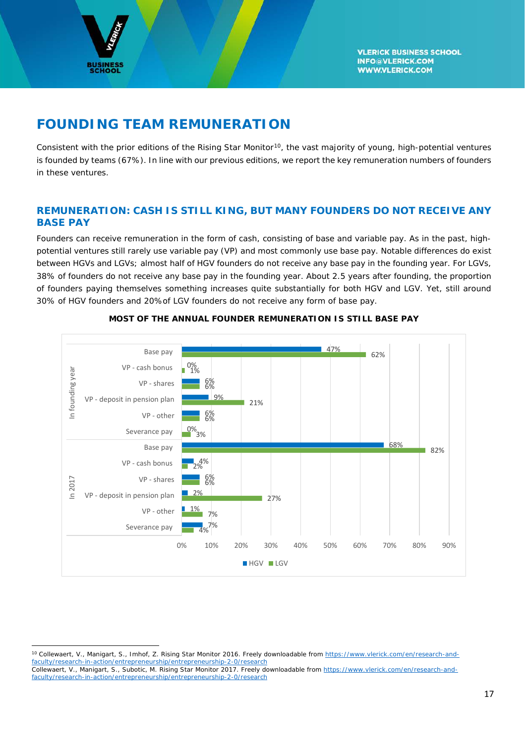# FOUNDING TEAM REMUNERATION

Consistent with the prior editions of the Rising Star Monitor[10], the vast majority of young, high-potential ventures is founded by teams (67%). In line with our previous editions, we report the key remuneration numbers of founders in these ventures.

## REMUNERATION: CASH IS STILL KING, BUT MANY FOUNDERS DO NOT RECEIVE ANY BASE PAY

Founders can receive remuneration in the form of cash, consisting of base and variable pay. As in the past, high-potential ventures still rarely use variable pay (VP) and most commonly use base pay. Notable differences do exist between HGVs and LGVs; almost half of HGV founders do not receive any base pay in the founding year. For LGVs, 38% of founders do not receive any base pay in the founding year. About 2.5 years after founding, the proportion of founders paying themselves something increases quite substantially for both HGV and LGV. Yet, still around 30% of HGV founders and 20% of LGV founders do not receive any form of base pay.

**MOST OF THE ANNUAL FOUNDER REMUNERATION IS STILL BASE PAY**

| | | HGV | LGV |
|---|---|---|---|
| In founding year | Base pay | 47% | 62% |
| | VP - cash bonus | 0% | 1% |
| | VP - shares | 6% | 6% |
| | VP - deposit in pension plan | 9% | 21% |
| | VP - other | 6% | 6% |
| | Severance pay | 0% | 3% |
| In 2017 | Base pay | 68% | 82% |
| | VP - cash bonus | 4% | 2% |
| | VP - shares | 6% | 6% |
| | VP - deposit in pension plan | 2% | 27% |
| | VP - other | 1% | 7% |
| | Severance pay | 7% | 4% |

---

[10] Collewaert, V., Manigart, S., Imhof, Z. Rising Star Monitor 2016. Freely downloadable from https://www.vlerick.com/en/research-and-faculty/research-in-action/entrepreneurship/entrepreneurship-2-0/research
Collewaert, V., Manigart, S., Subotic, M. Rising Star Monitor 2017. Freely downloadable from https://www.vlerick.com/en/research-and-faculty/research-in-action/entrepreneurship/entrepreneurship-2-0/research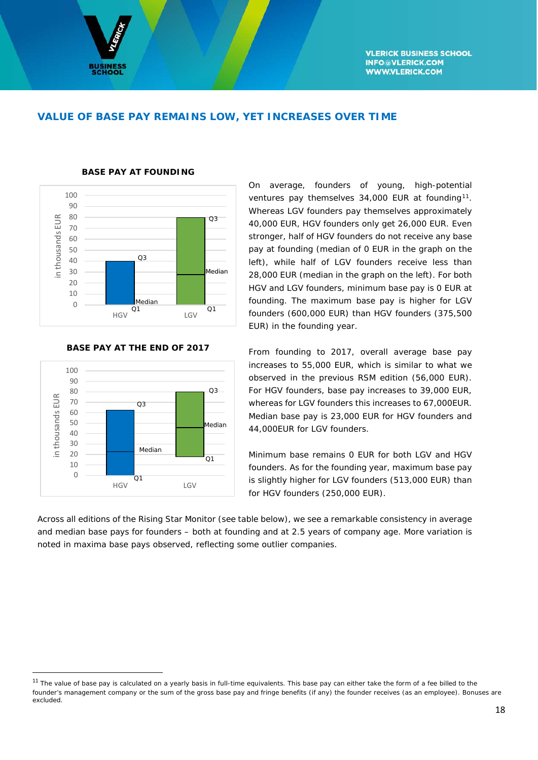## VALUE OF BASE PAY REMAINS LOW, YET INCREASES OVER TIME

**BASE PAY AT FOUNDING**

**BASE PAY AT THE END OF 2017**

On average, founders of young, high-potential ventures pay themselves 34,000 EUR at founding[11]. Whereas LGV founders pay themselves approximately 40,000 EUR, HGV founders only get 26,000 EUR. Even stronger, half of HGV founders do not receive any base pay at founding (median of 0 EUR in the graph on the left), while half of LGV founders receive less than 28,000 EUR (median in the graph on the left). For both HGV and LGV founders, minimum base pay is 0 EUR at founding. The maximum base pay is higher for LGV founders (600,000 EUR) than HGV founders (375,500 EUR) in the founding year.

From founding to 2017, overall average base pay increases to 55,000 EUR, which is similar to what we observed in the previous RSM edition (56,000 EUR). For HGV founders, base pay increases to 39,000 EUR, whereas for LGV founders this increases to 67,000EUR. Median base pay is 23,000 EUR for HGV founders and 44,000EUR for LGV founders.

Minimum base remains 0 EUR for both LGV and HGV founders. As for the founding year, maximum base pay is slightly higher for LGV founders (513,000 EUR) than for HGV founders (250,000 EUR).

Across all editions of the Rising Star Monitor (see table below), we see a remarkable consistency in average and median base pays for founders – both at founding and at 2.5 years of company age. More variation is noted in maxima base pays observed, reflecting some outlier companies.

[11] The value of base pay is calculated on a yearly basis in full-time equivalents. This base pay can either take the form of a fee billed to the founder's management company or the sum of the gross base pay and fringe benefits (if any) the founder receives (as an employee). Bonuses are excluded.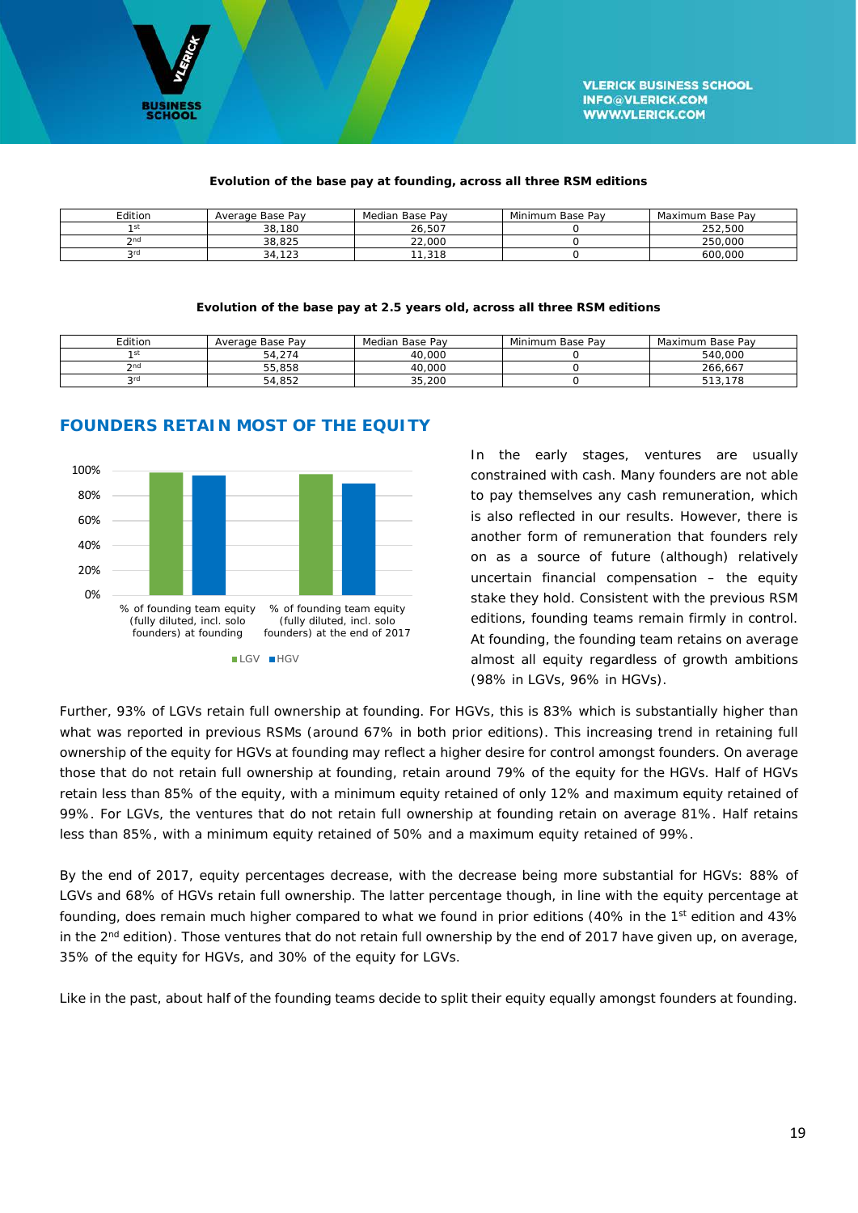**Evolution of the base pay at founding, across all three RSM editions**

| Edition | Average Base Pay | Median Base Pay | Minimum Base Pay | Maximum Base Pay |
|---|---|---|---|---|
| 1st | 38,180 | 26,507 | 0 | 252,500 |
| 2nd | 38,825 | 22,000 | 0 | 250,000 |
| 3rd | 34,123 | 11,318 | 0 | 600,000 |

**Evolution of the base pay at 2.5 years old, across all three RSM editions**

| Edition | Average Base Pay | Median Base Pay | Minimum Base Pay | Maximum Base Pay |
|---|---|---|---|---|
| 1st | 54,274 | 40,000 | 0 | 540,000 |
| 2nd | 55,858 | 40,000 | 0 | 266,667 |
| 3rd | 54,852 | 35,200 | 0 | 513,178 |

## FOUNDERS RETAIN MOST OF THE EQUITY

In the early stages, ventures are usually constrained with cash. Many founders are not able to pay themselves any cash remuneration, which is also reflected in our results. However, there is another form of remuneration that founders rely on as a source of future (although) relatively uncertain financial compensation – the equity stake they hold. Consistent with the previous RSM editions, founding teams remain firmly in control. At founding, the founding team retains on average almost all equity regardless of growth ambitions (98% in LGVs, 96% in HGVs).

Further, 93% of LGVs retain full ownership at founding. For HGVs, this is 83% which is substantially higher than what was reported in previous RSMs (around 67% in both prior editions). This increasing trend in retaining full ownership of the equity for HGVs at founding may reflect a higher desire for control amongst founders. On average those that do not retain full ownership at founding, retain around 79% of the equity for the HGVs. Half of HGVs retain less than 85% of the equity, with a minimum equity retained of only 12% and maximum equity retained of 99%. For LGVs, the ventures that do not retain full ownership at founding retain on average 81%. Half retains less than 85%, with a minimum equity retained of 50% and a maximum equity retained of 99%.

By the end of 2017, equity percentages decrease, with the decrease being more substantial for HGVs: 88% of LGVs and 68% of HGVs retain full ownership. The latter percentage though, in line with the equity percentage at founding, does remain much higher compared to what we found in prior editions (40% in the 1st edition and 43% in the 2nd edition). Those ventures that do not retain full ownership by the end of 2017 have given up, on average, 35% of the equity for HGVs, and 30% of the equity for LGVs.

Like in the past, about half of the founding teams decide to split their equity equally amongst founders at founding.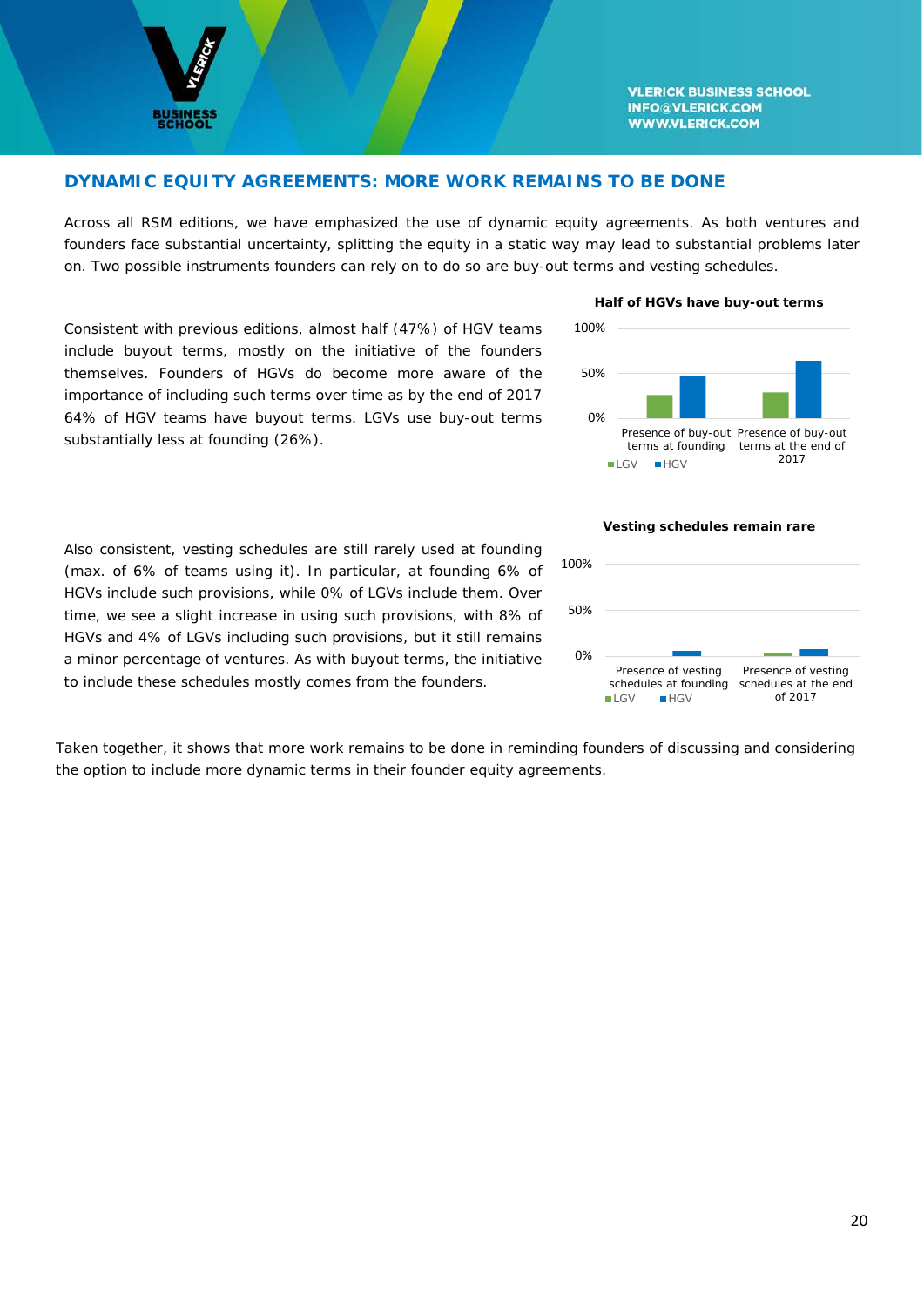## DYNAMIC EQUITY AGREEMENTS: MORE WORK REMAINS TO BE DONE

Across all RSM editions, we have emphasized the use of dynamic equity agreements. As both ventures and founders face substantial uncertainty, splitting the equity in a static way may lead to substantial problems later on. Two possible instruments founders can rely on to do so are buy-out terms and vesting schedules.

Consistent with previous editions, almost half (47%) of HGV teams include buyout terms, mostly on the initiative of the founders themselves. Founders of HGVs do become more aware of the importance of including such terms over time as by the end of 2017 64% of HGV teams have buyout terms. LGVs use buy-out terms substantially less at founding (26%).

**Half of HGVs have buy-out terms**

Also consistent, vesting schedules are still rarely used at founding (max. of 6% of teams using it). In particular, at founding 6% of HGVs include such provisions, while 0% of LGVs include them. Over time, we see a slight increase in using such provisions, with 8% of HGVs and 4% of LGVs including such provisions, but it still remains a minor percentage of ventures. As with buyout terms, the initiative to include these schedules mostly comes from the founders.

**Vesting schedules remain rare**

Taken together, it shows that more work remains to be done in reminding founders of discussing and considering the option to include more dynamic terms in their founder equity agreements.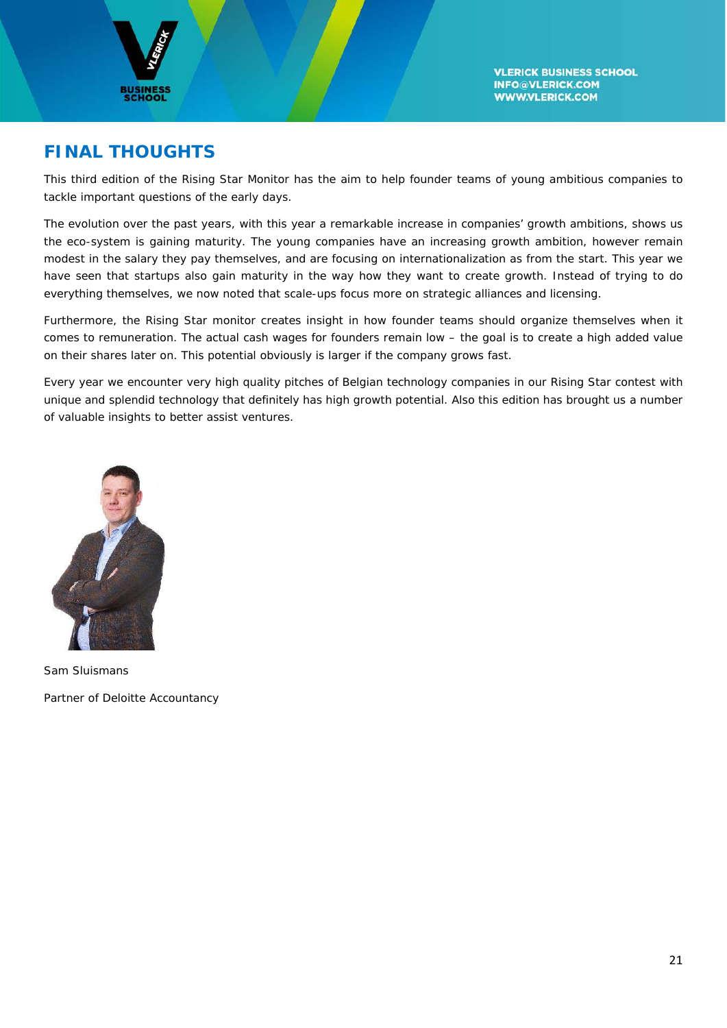## FINAL THOUGHTS

This third edition of the Rising Star Monitor has the aim to help founder teams of young ambitious companies to tackle important questions of the early days.

The evolution over the past years, with this year a remarkable increase in companies' growth ambitions, shows us the eco-system is gaining maturity. The young companies have an increasing growth ambition, however remain modest in the salary they pay themselves, and are focusing on internationalization as from the start. This year we have seen that startups also gain maturity in the way how they want to create growth. Instead of trying to do everything themselves, we now noted that scale-ups focus more on strategic alliances and licensing.

Furthermore, the Rising Star monitor creates insight in how founder teams should organize themselves when it comes to remuneration. The actual cash wages for founders remain low – the goal is to create a high added value on their shares later on. This potential obviously is larger if the company grows fast.

Every year we encounter very high quality pitches of Belgian technology companies in our Rising Star contest with unique and splendid technology that definitely has high growth potential. Also this edition has brought us a number of valuable insights to better assist ventures.

Sam Sluismans

Partner of Deloitte Accountancy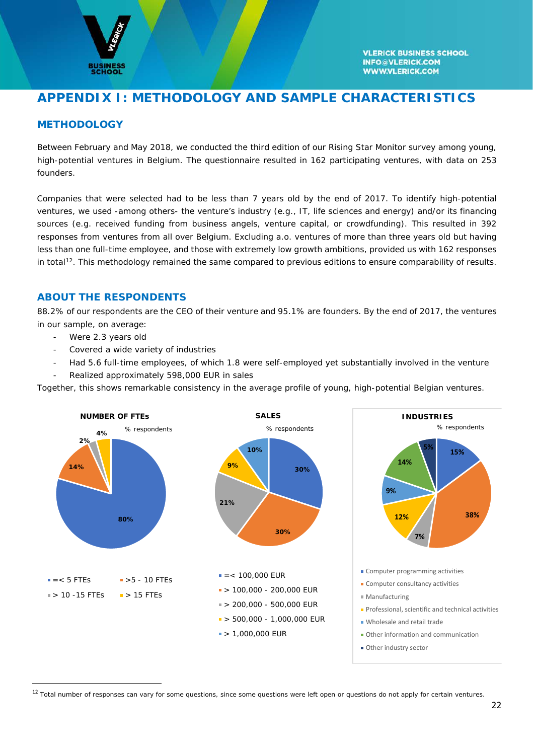# APPENDIX I: METHODOLOGY AND SAMPLE CHARACTERISTICS

## METHODOLOGY

Between February and May 2018, we conducted the third edition of our Rising Star Monitor survey among young, high-potential ventures in Belgium. The questionnaire resulted in 162 participating ventures, with data on 253 founders.

Companies that were selected had to be less than 7 years old by the end of 2017. To identify high-potential ventures, we used -among others- the venture's industry (e.g., IT, life sciences and energy) and/or its financing sources (e.g. received funding from business angels, venture capital, or crowdfunding). This resulted in 392 responses from ventures from all over Belgium. Excluding a.o. ventures of more than three years old but having less than one full-time employee, and those with extremely low growth ambitions, provided us with 162 responses in total[12]. This methodology remained the same compared to previous editions to ensure comparability of results.

## ABOUT THE RESPONDENTS

88.2% of our respondents are the CEO of their venture and 95.1% are founders. By the end of 2017, the ventures in our sample, on average:

- Were 2.3 years old
- Covered a wide variety of industries
- Had 5.6 full-time employees, of which 1.8 were self-employed yet substantially involved in the venture
- Realized approximately 598,000 EUR in sales

Together, this shows remarkable consistency in the average profile of young, high-potential Belgian ventures.

**NUMBER OF FTEs** (% respondents)

| Category | % |
|---|---|
| =< 5 FTEs | 80% |
| >5 - 10 FTEs | 14% |
| > 10 -15 FTEs | 2% |
| > 15 FTEs | 4% |

**SALES** (% respondents)

| Category | % |
|---|---|
| =< 100,000 EUR | 30% |
| > 100,000 - 200,000 EUR | 30% |
| > 200,000 - 500,000 EUR | 21% |
| > 500,000 - 1,000,000 EUR | 9% |
| > 1,000,000 EUR | 10% |

**INDUSTRIES** (% respondents)

| Category | % |
|---|---|
| Computer programming activities | 15% |
| Computer consultancy activities | 38% |
| Manufacturing | 7% |
| Professional, scientific and technical activities | 12% |
| Wholesale and retail trade | 9% |
| Other information and communication | 14% |
| Other industry sector | 5% |

[12] Total number of responses can vary for some questions, since some questions were left open or questions do not apply for certain ventures.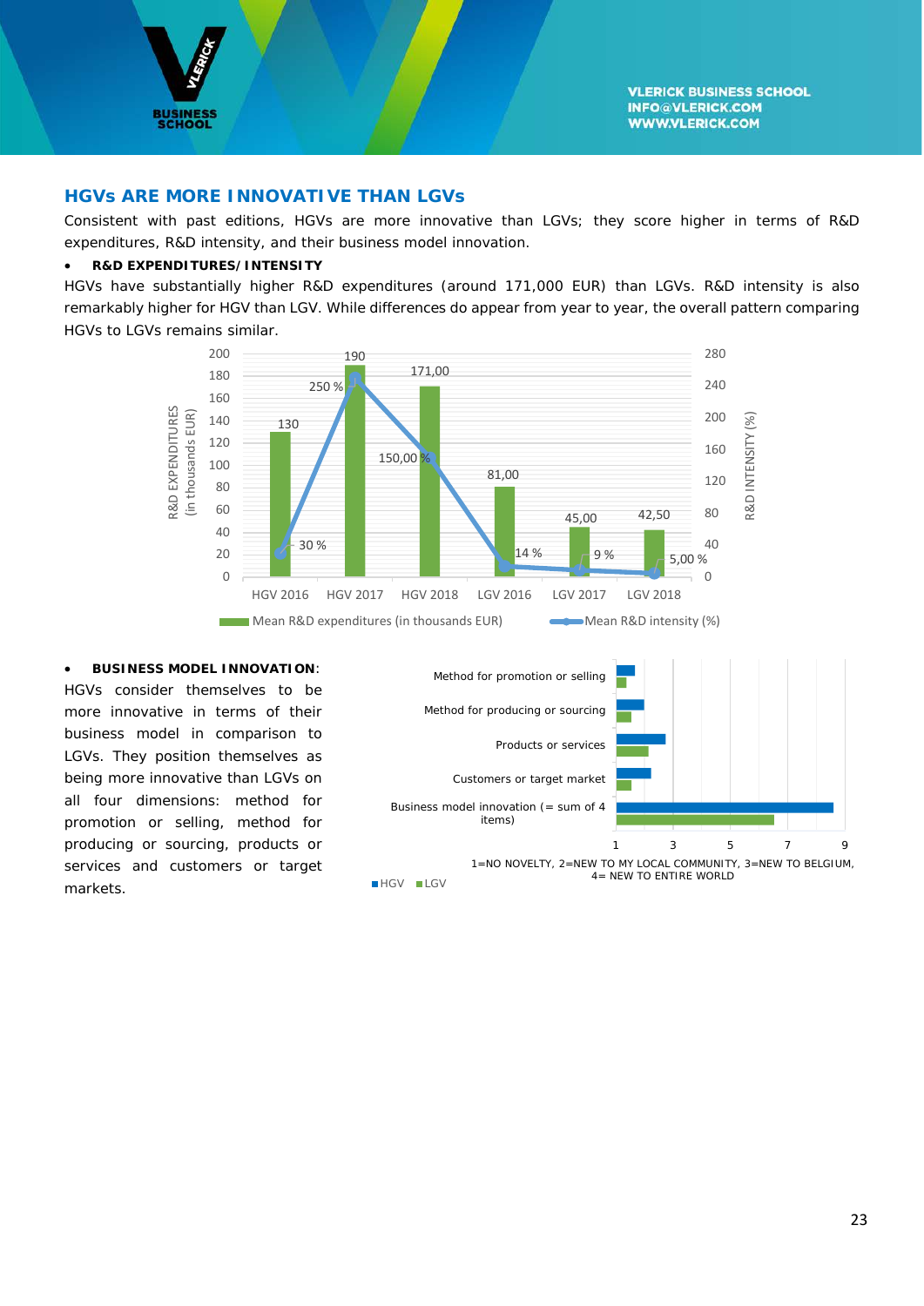## HGVs ARE MORE INNOVATIVE THAN LGVs

Consistent with past editions, HGVs are more innovative than LGVs; they score higher in terms of R&D expenditures, R&D intensity, and their business model innovation.

- **R&D EXPENDITURES/INTENSITY**

HGVs have substantially higher R&D expenditures (around 171,000 EUR) than LGVs. R&D intensity is also remarkably higher for HGV than LGV. While differences do appear from year to year, the overall pattern comparing HGVs to LGVs remains similar.

| | HGV 2016 | HGV 2017 | HGV 2018 | LGV 2016 | LGV 2017 | LGV 2018 |
|---|---|---|---|---|---|---|
| Mean R&D expenditures (in thousands EUR) | 130 | 190 | 171,00 | 81,00 | 45,00 | 42,50 |
| Mean R&D intensity (%) | 30 % | 250 % | 150,00 % | 14 % | 9 % | 5,00 % |

- **BUSINESS MODEL INNOVATION**: HGVs consider themselves to be more innovative in terms of their business model in comparison to LGVs. They position themselves as being more innovative than LGVs on all four dimensions: method for promotion or selling, method for producing or sourcing, products or services and customers or target markets.

Chart categories: Method for promotion or selling; Method for producing or sourcing; Products or services; Customers or target market; Business model innovation (= sum of 4 items). Legend: HGV, LGV.

1=NO NOVELTY, 2=NEW TO MY LOCAL COMMUNITY, 3=NEW TO BELGIUM, 4= NEW TO ENTIRE WORLD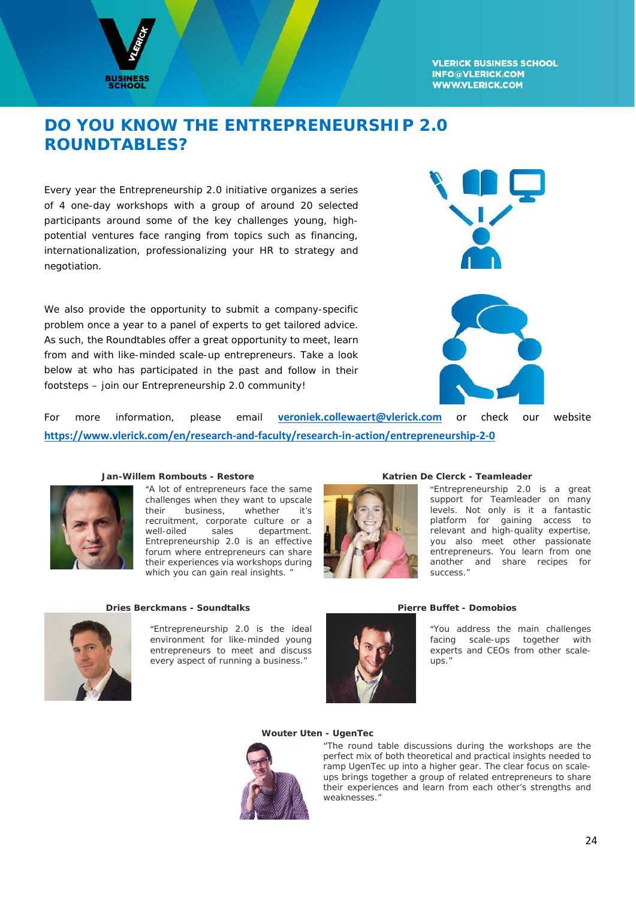# DO YOU KNOW THE ENTREPRENEURSHIP 2.0 ROUNDTABLES?

Every year the Entrepreneurship 2.0 initiative organizes a series of 4 one-day workshops with a group of around 20 selected participants around some of the key challenges young, high-potential ventures face ranging from topics such as financing, internationalization, professionalizing your HR to strategy and negotiation.

We also provide the opportunity to submit a company-specific problem once a year to a panel of experts to get tailored advice. As such, the Roundtables offer a great opportunity to meet, learn from and with like-minded scale-up entrepreneurs. Take a look below at who has participated in the past and follow in their footsteps – join our Entrepreneurship 2.0 community!

For more information, please email **veroniek.collewaert@vlerick.com** or check our website **https://www.vlerick.com/en/research-and-faculty/research-in-action/entrepreneurship-2-0**

**Jan-Willem Rombouts - Restore**

"A lot of entrepreneurs face the same challenges when they want to upscale their business, whether it's recruitment, corporate culture or a well-oiled sales department. Entrepreneurship 2.0 is an effective forum where entrepreneurs can share their experiences via workshops during which you can gain real insights. "

**Katrien De Clerck - Teamleader**

"Entrepreneurship 2.0 is a great support for Teamleader on many levels. Not only is it a fantastic platform for gaining access to relevant and high-quality expertise, you also meet other passionate entrepreneurs. You learn from one another and share recipes for success."

**Dries Berckmans - Soundtalks**

"Entrepreneurship 2.0 is the ideal environment for like-minded young entrepreneurs to meet and discuss every aspect of running a business."

**Pierre Buffet - Domobios**

"You address the main challenges facing scale-ups together with experts and CEOs from other scale-ups."

**Wouter Uten - UgenTec**

"The round table discussions during the workshops are the perfect mix of both theoretical and practical insights needed to ramp UgenTec up into a higher gear. The clear focus on scale-ups brings together a group of related entrepreneurs to share their experiences and learn from each other's strengths and weaknesses."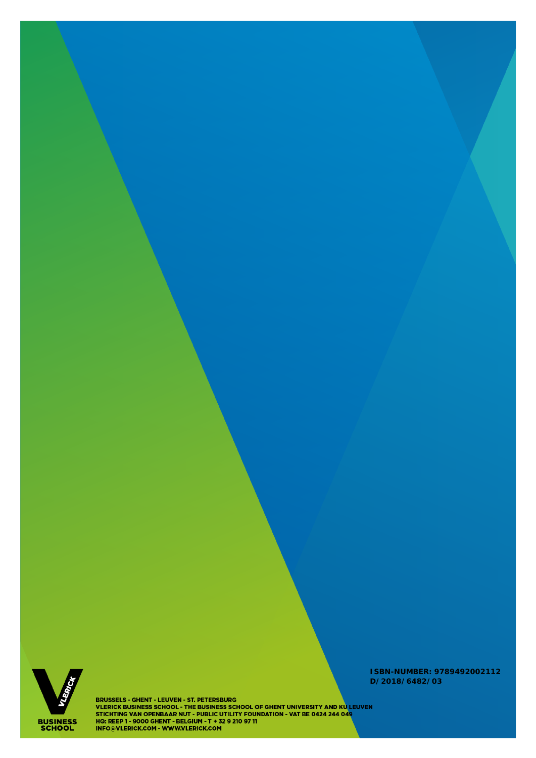ISBN-NUMBER: 9789492002112
D/2018/6482/03

BUSINESS SCHOOL

BRUSSELS - GHENT - LEUVEN - ST. PETERSBURG
VLERICK BUSINESS SCHOOL - THE BUSINESS SCHOOL OF GHENT UNIVERSITY AND KU LEUVEN
STICHTING VAN OPENBAAR NUT - PUBLIC UTILITY FOUNDATION - VAT BE 0424 244 049
HQ: REEP 1 - 9000 GHENT - BELGIUM - T + 32 9 210 97 11
INFO@VLERICK.COM - WWW.VLERICK.COM